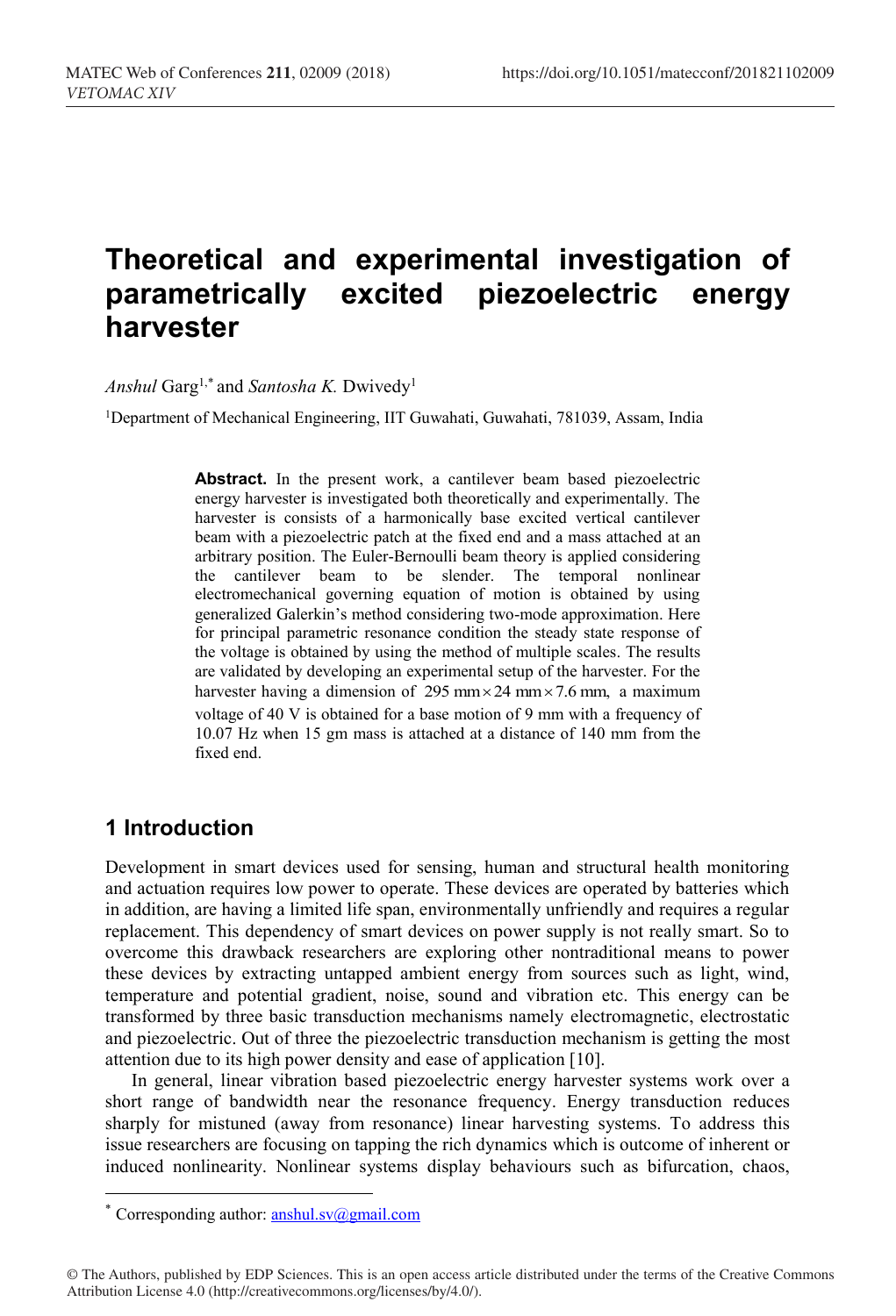# Theoretical and experimental investigation of parametrically excited piezoelectric energy harvester

*Anshul* Garg[1,*] and *Santosha K.* Dwivedy[1]

[1]Department of Mechanical Engineering, IIT Guwahati, Guwahati, 781039, Assam, India

**Abstract.** In the present work, a cantilever beam based piezoelectric energy harvester is investigated both theoretically and experimentally. The harvester is consists of a harmonically base excited vertical cantilever beam with a piezoelectric patch at the fixed end and a mass attached at an arbitrary position. The Euler-Bernoulli beam theory is applied considering the cantilever beam to be slender. The temporal nonlinear electromechanical governing equation of motion is obtained by using generalized Galerkin's method considering two-mode approximation. Here for principal parametric resonance condition the steady state response of the voltage is obtained by using the method of multiple scales. The results are validated by developing an experimental setup of the harvester. For the harvester having a dimension of $295\ \text{mm} \times 24\ \text{mm} \times 7.6\ \text{mm}$, a maximum voltage of 40 V is obtained for a base motion of 9 mm with a frequency of 10.07 Hz when 15 gm mass is attached at a distance of 140 mm from the fixed end.

## 1 Introduction

Development in smart devices used for sensing, human and structural health monitoring and actuation requires low power to operate. These devices are operated by batteries which in addition, are having a limited life span, environmentally unfriendly and requires a regular replacement. This dependency of smart devices on power supply is not really smart. So to overcome this drawback researchers are exploring other nontraditional means to power these devices by extracting untapped ambient energy from sources such as light, wind, temperature and potential gradient, noise, sound and vibration etc. This energy can be transformed by three basic transduction mechanisms namely electromagnetic, electrostatic and piezoelectric. Out of three the piezoelectric transduction mechanism is getting the most attention due to its high power density and ease of application [10].

In general, linear vibration based piezoelectric energy harvester systems work over a short range of bandwidth near the resonance frequency. Energy transduction reduces sharply for mistuned (away from resonance) linear harvesting systems. To address this issue researchers are focusing on tapping the rich dynamics which is outcome of inherent or induced nonlinearity. Nonlinear systems display behaviours such as bifurcation, chaos,

\* Corresponding author: anshul.sv@gmail.com

© The Authors, published by EDP Sciences. This is an open access article distributed under the terms of the Creative Commons Attribution License 4.0 (http://creativecommons.org/licenses/by/4.0/).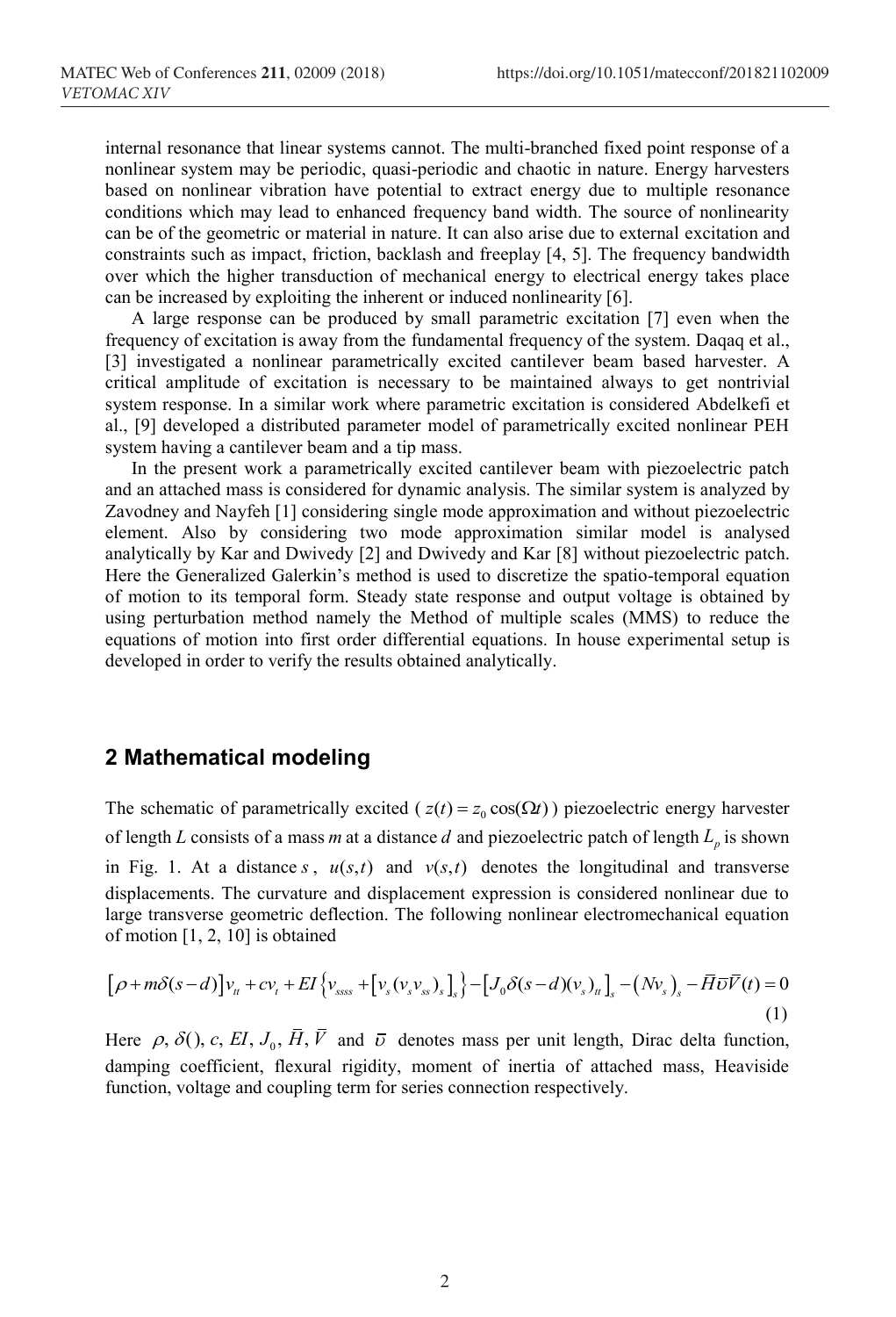internal resonance that linear systems cannot. The multi-branched fixed point response of a nonlinear system may be periodic, quasi-periodic and chaotic in nature. Energy harvesters based on nonlinear vibration have potential to extract energy due to multiple resonance conditions which may lead to enhanced frequency band width. The source of nonlinearity can be of the geometric or material in nature. It can also arise due to external excitation and constraints such as impact, friction, backlash and freeplay [4, 5]. The frequency bandwidth over which the higher transduction of mechanical energy to electrical energy takes place can be increased by exploiting the inherent or induced nonlinearity [6].

A large response can be produced by small parametric excitation [7] even when the frequency of excitation is away from the fundamental frequency of the system. Daqaq et al., [3] investigated a nonlinear parametrically excited cantilever beam based harvester. A critical amplitude of excitation is necessary to be maintained always to get nontrivial system response. In a similar work where parametric excitation is considered Abdelkefi et al., [9] developed a distributed parameter model of parametrically excited nonlinear PEH system having a cantilever beam and a tip mass.

In the present work a parametrically excited cantilever beam with piezoelectric patch and an attached mass is considered for dynamic analysis. The similar system is analyzed by Zavodney and Nayfeh [1] considering single mode approximation and without piezoelectric element. Also by considering two mode approximation similar model is analysed analytically by Kar and Dwivedy [2] and Dwivedy and Kar [8] without piezoelectric patch. Here the Generalized Galerkin's method is used to discretize the spatio-temporal equation of motion to its temporal form. Steady state response and output voltage is obtained by using perturbation method namely the Method of multiple scales (MMS) to reduce the equations of motion into first order differential equations. In house experimental setup is developed in order to verify the results obtained analytically.

## 2 Mathematical modeling

The schematic of parametrically excited ( $z(t) = z_0 \cos(\Omega t)$ ) piezoelectric energy harvester of length $L$ consists of a mass $m$ at a distance $d$ and piezoelectric patch of length $L_p$ is shown in Fig. 1. At a distance $s$, $u(s,t)$ and $v(s,t)$ denotes the longitudinal and transverse displacements. The curvature and displacement expression is considered nonlinear due to large transverse geometric deflection. The following nonlinear electromechanical equation of motion [1, 2, 10] is obtained

$$\left[\rho + m\delta(s-d)\right]v_{tt} + cv_t + EI\left\{v_{ssss} + \left[v_s\left(v_s v_{ss}\right)_s\right]_s\right\} - \left[J_0\delta(s-d)(v_s)_{tt}\right]_s - \left(Nv_s\right)_s - \bar{H}\bar{\upsilon}\bar{V}(t) = 0 \tag{1}$$

Here $\rho$, $\delta()$, $c$, $EI$, $J_0$, $\bar{H}$, $\bar{V}$ and $\bar{\upsilon}$ denotes mass per unit length, Dirac delta function, damping coefficient, flexural rigidity, moment of inertia of attached mass, Heaviside function, voltage and coupling term for series connection respectively.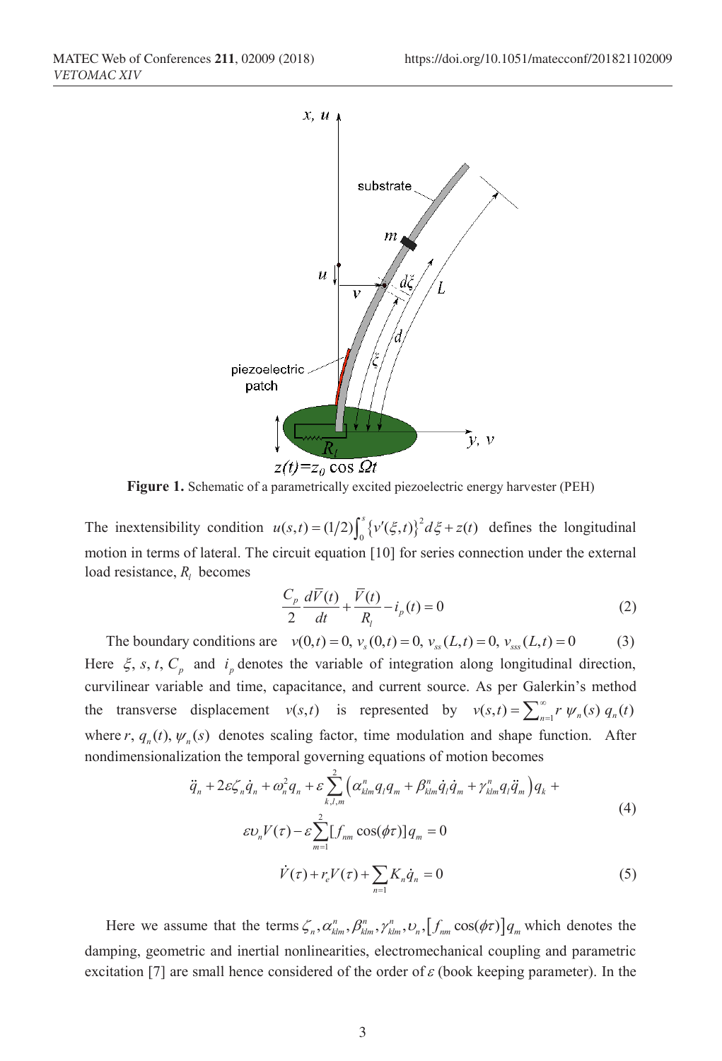**Figure 1.** Schematic of a parametrically excited piezoelectric energy harvester (PEH)

The inextensibility condition $u(s,t) = (1/2)\int_0^s \{v'(\xi,t)\}^2 d\xi + z(t)$ defines the longitudinal motion in terms of lateral. The circuit equation [10] for series connection under the external load resistance, $R_l$ becomes

$$\frac{C_p}{2}\frac{d\bar{V}(t)}{dt} + \frac{\bar{V}(t)}{R_l} - i_p(t) = 0 \tag{2}$$

The boundary conditions are $\quad v(0,t) = 0,\ v_s(0,t) = 0,\ v_{ss}(L,t) = 0,\ v_{sss}(L,t) = 0 \qquad (3)$

Here $\xi$, $s$, $t$, $C_p$ and $i_p$ denotes the variable of integration along longitudinal direction, curvilinear variable and time, capacitance, and current source. As per Galerkin's method the transverse displacement $v(s,t)$ is represented by $v(s,t) = \sum_{n=1}^{\infty} r\ \psi_n(s)\ q_n(t)$ where $r$, $q_n(t)$, $\psi_n(s)$ denotes scaling factor, time modulation and shape function. After nondimensionalization the temporal governing equations of motion becomes

$$\ddot{q}_n + 2\varepsilon\zeta_n\dot{q}_n + \omega_n^2 q_n + \varepsilon\sum_{k,l,m}^{2}\left(\alpha_{klm}^n q_l q_m + \beta_{klm}^n \dot{q}_l\dot{q}_m + \gamma_{klm}^n q_l\ddot{q}_m\right)q_k + \\ \varepsilon\upsilon_n V(\tau) - \varepsilon\sum_{m=1}^{2}[f_{nm}\cos(\phi\tau)]q_m = 0 \tag{4}$$

$$\dot{V}(\tau) + r_e V(\tau) + \sum_{n=1} K_n\dot{q}_n = 0 \tag{5}$$

Here we assume that the terms $\zeta_n, \alpha_{klm}^n, \beta_{klm}^n, \gamma_{klm}^n, \upsilon_n, \left[f_{nm}\cos(\phi\tau)\right]q_m$ which denotes the damping, geometric and inertial nonlinearities, electromechanical coupling and parametric excitation [7] are small hence considered of the order of $\varepsilon$ (book keeping parameter). In the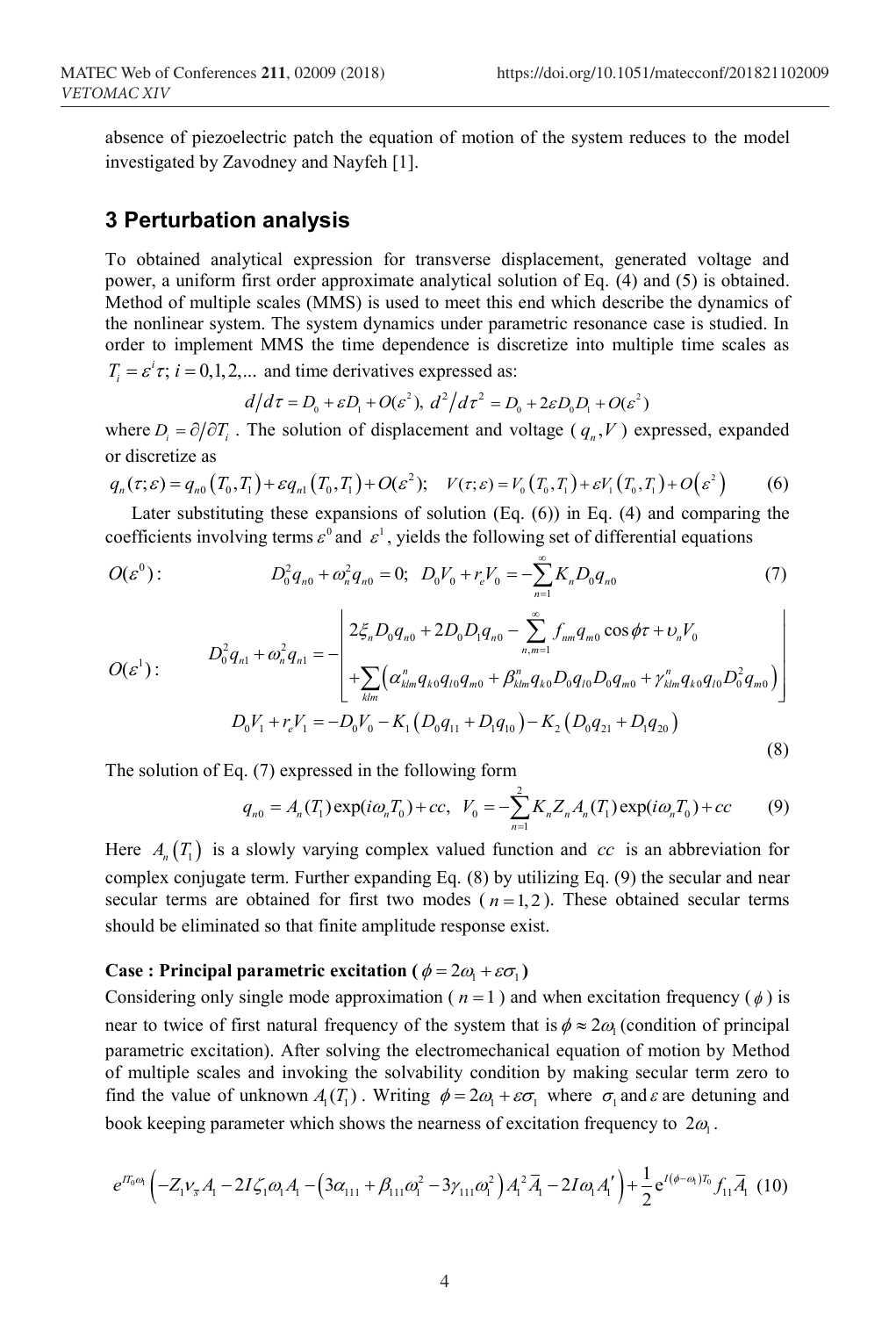absence of piezoelectric patch the equation of motion of the system reduces to the model investigated by Zavodney and Nayfeh [1].

## 3 Perturbation analysis

To obtained analytical expression for transverse displacement, generated voltage and power, a uniform first order approximate analytical solution of Eq. (4) and (5) is obtained. Method of multiple scales (MMS) is used to meet this end which describe the dynamics of the nonlinear system. The system dynamics under parametric resonance case is studied. In order to implement MMS the time dependence is discretize into multiple time scales as $T_i = \varepsilon^i \tau;\ i = 0,1,2,...$ and time derivatives expressed as:

$$d/d\tau = D_0 + \varepsilon D_1 + O(\varepsilon^2),\ d^2/d\tau^2 = D_0 + 2\varepsilon D_0 D_1 + O(\varepsilon^2)$$

where $D_i = \partial/\partial T_i$. The solution of displacement and voltage ($q_n, V$) expressed, expanded or discretize as

$$q_n(\tau;\varepsilon) = q_{n0}(T_0,T_1) + \varepsilon q_{n1}(T_0,T_1) + O(\varepsilon^2);\quad V(\tau;\varepsilon) = V_0(T_0,T_1) + \varepsilon V_1(T_0,T_1) + O(\varepsilon^2) \tag{6}$$

Later substituting these expansions of solution (Eq. (6)) in Eq. (4) and comparing the coefficients involving terms $\varepsilon^0$ and $\varepsilon^1$, yields the following set of differential equations

$$O(\varepsilon^0):\qquad D_0^2 q_{n0} + \omega_n^2 q_{n0} = 0;\ D_0 V_0 + r_e V_0 = -\sum_{n=1}^{\infty} K_n D_0 q_{n0} \tag{7}$$

$$O(\varepsilon^1):\qquad D_0^2 q_{n1} + \omega_n^2 q_{n1} = -\left[\begin{array}{l} 2\xi_n D_0 q_{n0} + 2D_0 D_1 q_{n0} - \sum\limits_{n,m=1}^{\infty} f_{nm} q_{m0}\cos\phi\tau + \upsilon_n V_0 \\ +\sum\limits_{klm}\left(\alpha_{klm}^n q_{k0} q_{l0} q_{m0} + \beta_{klm}^n q_{k0} D_0 q_{l0} D_0 q_{m0} + \gamma_{klm}^n q_{k0} q_{l0} D_0^2 q_{m0}\right)\end{array}\right]$$

$$D_0 V_1 + r_e V_1 = -D_1 V_0 - K_1\left(D_0 q_{11} + D_1 q_{10}\right) - K_2\left(D_0 q_{21} + D_1 q_{20}\right) \tag{8}$$

The solution of Eq. (7) expressed in the following form

$$q_{n0} = A_n(T_1)\exp(i\omega_n T_0) + cc,\ \ V_0 = -\sum_{n=1}^{2} K_n Z_n A_n(T_1)\exp(i\omega_n T_0) + cc \tag{9}$$

Here $A_n(T_1)$ is a slowly varying complex valued function and $cc$ is an abbreviation for complex conjugate term. Further expanding Eq. (8) by utilizing Eq. (9) the secular and near secular terms are obtained for first two modes ($n = 1,2$). These obtained secular terms should be eliminated so that finite amplitude response exist.

**Case : Principal parametric excitation ($\phi = 2\omega_1 + \varepsilon\sigma_1$)**

Considering only single mode approximation ($n = 1$) and when excitation frequency ($\phi$) is near to twice of first natural frequency of the system that is $\phi \approx 2\omega_1$ (condition of principal parametric excitation). After solving the electromechanical equation of motion by Method of multiple scales and invoking the solvability condition by making secular term zero to find the value of unknown $A_1(T_1)$. Writing $\phi = 2\omega_1 + \varepsilon\sigma_1$ where $\sigma_1$ and $\varepsilon$ are detuning and book keeping parameter which shows the nearness of excitation frequency to $2\omega_1$.

$$e^{IT_0\omega_1}\left(-Z_1\nu_{\bar{s}} A_1 - 2I\zeta_1\omega_1 A_1 - \left(3\alpha_{111} + \beta_{111}\omega_1^2 - 3\gamma_{111}\omega_1^2\right)A_1^2\bar{A}_1 - 2I\omega_1 A_1'\right) + \frac{1}{2}e^{I(\phi-\omega_1)T_0} f_{11}\bar{A}_1 \tag{10}$$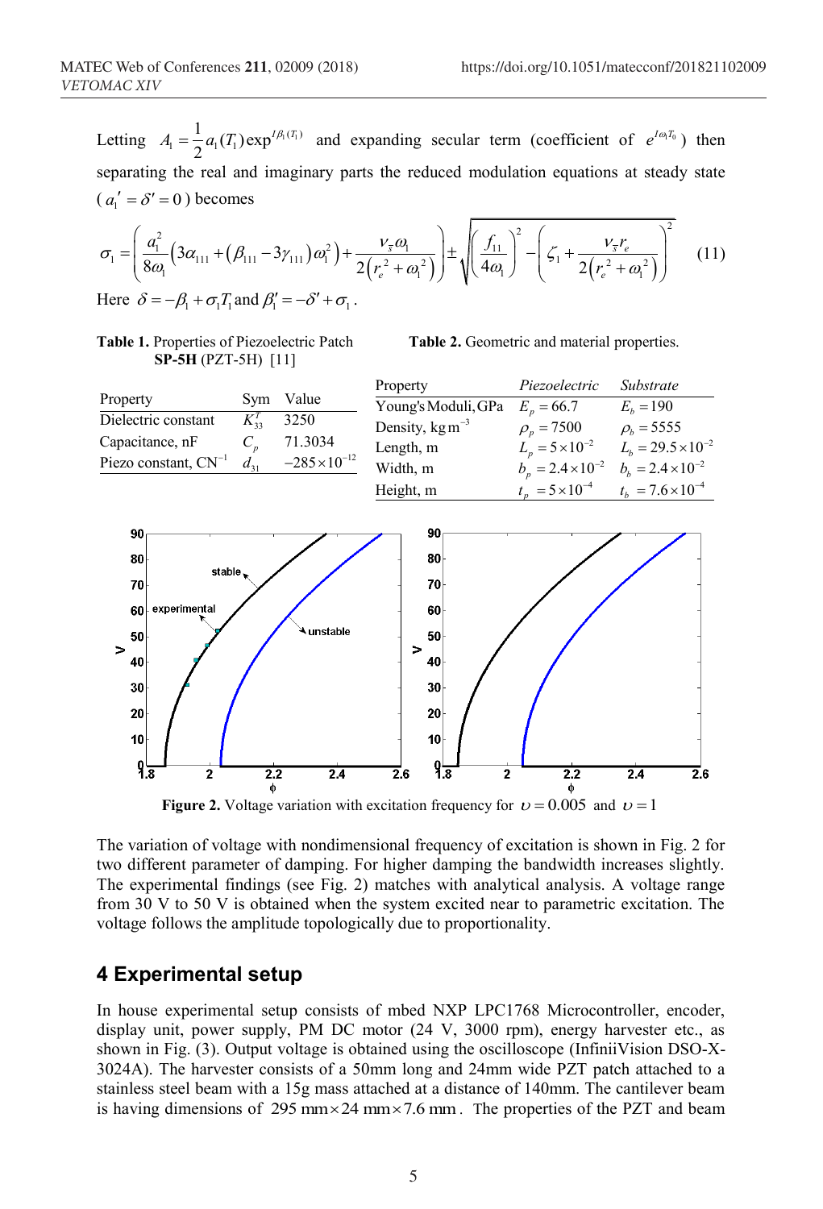Letting $A_1 = \frac{1}{2} a_1(T_1) \exp^{I\beta_1(T_1)}$ and expanding secular term (coefficient of $e^{I\omega_1 T_0}$) then separating the real and imaginary parts the reduced modulation equations at steady state ($a_1' = \delta' = 0$) becomes

$$\sigma_1 = \left( \frac{a_1^2}{8\omega_1}\left(3\alpha_{111} + \left(\beta_{111} - 3\gamma_{111}\right)\omega_1^2\right) + \frac{\nu_{\bar{s}}\omega_1}{2\left(r_e^2 + \omega_1^2\right)} \right) \pm \sqrt{\left(\frac{f_{11}}{4\omega_1}\right)^2 - \left(\zeta_1 + \frac{\nu_{\bar{s}} r_e}{2\left(r_e^2 + \omega_1^2\right)}\right)^2} \tag{11}$$

Here $\delta = -\beta_1 + \sigma_1 T_1$ and $\beta_1' = -\delta' + \sigma_1$.

**Table 1.** Properties of Piezoelectric Patch **SP-5H** (PZT-5H) [11]

| Property | Sym | Value |
|---|---|---|
| Dielectric constant | $K_{33}^T$ | 3250 |
| Capacitance, nF | $C_p$ | 71.3034 |
| Piezo constant, $\mathrm{CN}^{-1}$ | $d_{31}$ | $-285 \times 10^{-12}$ |

**Table 2.** Geometric and material properties.

| Property | *Piezoelectric* | *Substrate* |
|---|---|---|
| Young's Moduli, GPa | $E_p = 66.7$ | $E_b = 190$ |
| Density, $\mathrm{kg\,m^{-3}}$ | $\rho_p = 7500$ | $\rho_b = 5555$ |
| Length, m | $L_p = 5 \times 10^{-2}$ | $L_b = 29.5 \times 10^{-2}$ |
| Width, m | $b_p = 2.4 \times 10^{-2}$ | $b_b = 2.4 \times 10^{-2}$ |
| Height, m | $t_p = 5 \times 10^{-4}$ | $t_b = 7.6 \times 10^{-4}$ |

**Figure 2.** Voltage variation with excitation frequency for $\upsilon = 0.005$ and $\upsilon = 1$

The variation of voltage with nondimensional frequency of excitation is shown in Fig. 2 for two different parameter of damping. For higher damping the bandwidth increases slightly. The experimental findings (see Fig. 2) matches with analytical analysis. A voltage range from 30 V to 50 V is obtained when the system excited near to parametric excitation. The voltage follows the amplitude topologically due to proportionality.

## 4 Experimental setup

In house experimental setup consists of mbed NXP LPC1768 Microcontroller, encoder, display unit, power supply, PM DC motor (24 V, 3000 rpm), energy harvester etc., as shown in Fig. (3). Output voltage is obtained using the oscilloscope (InfiniiVision DSO-X-3024A). The harvester consists of a 50mm long and 24mm wide PZT patch attached to a stainless steel beam with a 15g mass attached at a distance of 140mm. The cantilever beam is having dimensions of $295\ \mathrm{mm} \times 24\ \mathrm{mm} \times 7.6\ \mathrm{mm}$. The properties of the PZT and beam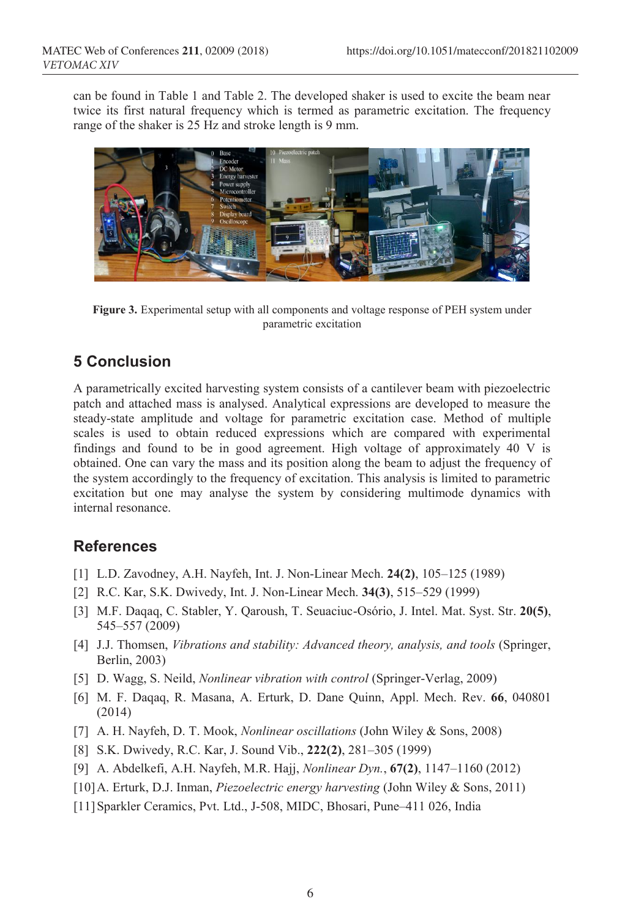can be found in Table 1 and Table 2. The developed shaker is used to excite the beam near twice its first natural frequency which is termed as parametric excitation. The frequency range of the shaker is 25 Hz and stroke length is 9 mm.

**Figure 3.** Experimental setup with all components and voltage response of PEH system under parametric excitation

## 5 Conclusion

A parametrically excited harvesting system consists of a cantilever beam with piezoelectric patch and attached mass is analysed. Analytical expressions are developed to measure the steady-state amplitude and voltage for parametric excitation case. Method of multiple scales is used to obtain reduced expressions which are compared with experimental findings and found to be in good agreement. High voltage of approximately 40 V is obtained. One can vary the mass and its position along the beam to adjust the frequency of the system accordingly to the frequency of excitation. This analysis is limited to parametric excitation but one may analyse the system by considering multimode dynamics with internal resonance.

## References

[1] L.D. Zavodney, A.H. Nayfeh, Int. J. Non-Linear Mech. **24(2)**, 105–125 (1989)

[2] R.C. Kar, S.K. Dwivedy, Int. J. Non-Linear Mech. **34(3)**, 515–529 (1999)

[3] M.F. Daqaq, C. Stabler, Y. Qaroush, T. Seuaciuc-Osório, J. Intel. Mat. Syst. Str. **20(5)**, 545–557 (2009)

[4] J.J. Thomsen, *Vibrations and stability: Advanced theory, analysis, and tools* (Springer, Berlin, 2003)

[5] D. Wagg, S. Neild, *Nonlinear vibration with control* (Springer-Verlag, 2009)

[6] M. F. Daqaq, R. Masana, A. Erturk, D. Dane Quinn, Appl. Mech. Rev. **66**, 040801 (2014)

[7] A. H. Nayfeh, D. T. Mook, *Nonlinear oscillations* (John Wiley & Sons, 2008)

[8] S.K. Dwivedy, R.C. Kar, J. Sound Vib., **222(2)**, 281–305 (1999)

[9] A. Abdelkefi, A.H. Nayfeh, M.R. Hajj, *Nonlinear Dyn.*, **67(2)**, 1147–1160 (2012)

[10] A. Erturk, D.J. Inman, *Piezoelectric energy harvesting* (John Wiley & Sons, 2011)

[11] Sparkler Ceramics, Pvt. Ltd., J-508, MIDC, Bhosari, Pune–411 026, India